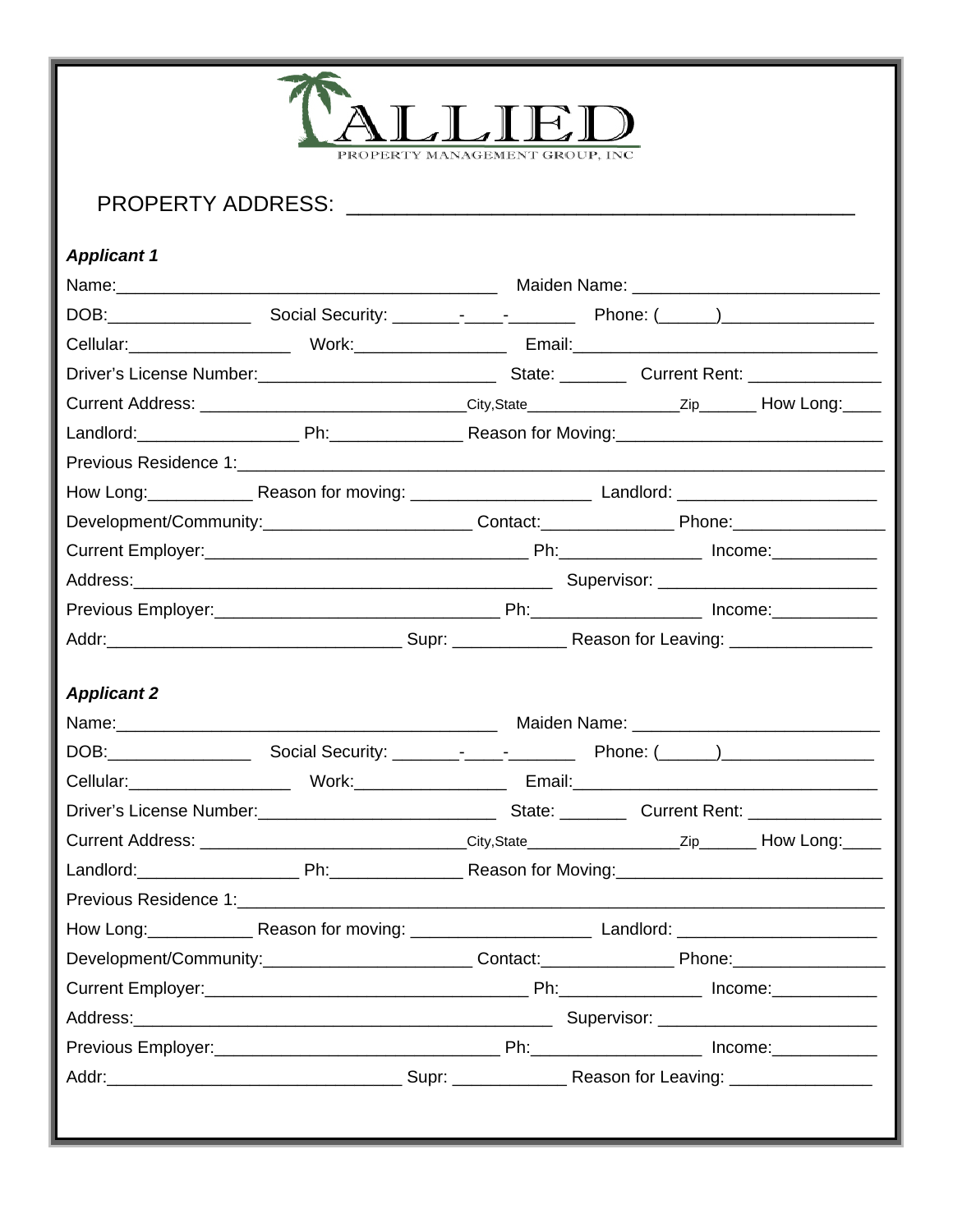ALLIED
PROPERTY MANAGEMENT GROUP, INC

PROPERTY ADDRESS: ________________________________________

***Applicant 1***

Name:________________________________________ Maiden Name: __________________________

DOB:_______________ Social Security: _______-____-_______ Phone: (______)________________

Cellular:_________________ Work:________________ Email:________________________________

Driver's License Number:_________________________ State: _______ Current Rent: ______________

Current Address: ____________________________City,State_________________Zip______ How Long:____

Landlord:_________________ Ph:______________ Reason for Moving:___________________________

Previous Residence 1:__________________________________________________________________

How Long:___________ Reason for moving: ___________________ Landlord: _____________________

Development/Community:______________________ Contact:______________ Phone:________________

Current Employer:__________________________________ Ph:_______________ Income:___________

Address:_____________________________________________ Supervisor: _______________________

Previous Employer:______________________________ Ph:_________________ Income:___________

Addr:_______________________________ Supr: ____________ Reason for Leaving: _______________

***Applicant 2***

Name:________________________________________ Maiden Name: __________________________

DOB:_______________ Social Security: _______-____-_______ Phone: (______)________________

Cellular:_________________ Work:________________ Email:________________________________

Driver's License Number:_________________________ State: _______ Current Rent: ______________

Current Address: ____________________________City,State_________________Zip______ How Long:____

Landlord:_________________ Ph:______________ Reason for Moving:___________________________

Previous Residence 1:__________________________________________________________________

How Long:___________ Reason for moving: ___________________ Landlord: _____________________

Development/Community:______________________ Contact:______________ Phone:________________

Current Employer:__________________________________ Ph:_______________ Income:___________

Address:_____________________________________________ Supervisor: _______________________

Previous Employer:______________________________ Ph:_________________ Income:___________

Addr:_______________________________ Supr: ____________ Reason for Leaving: _______________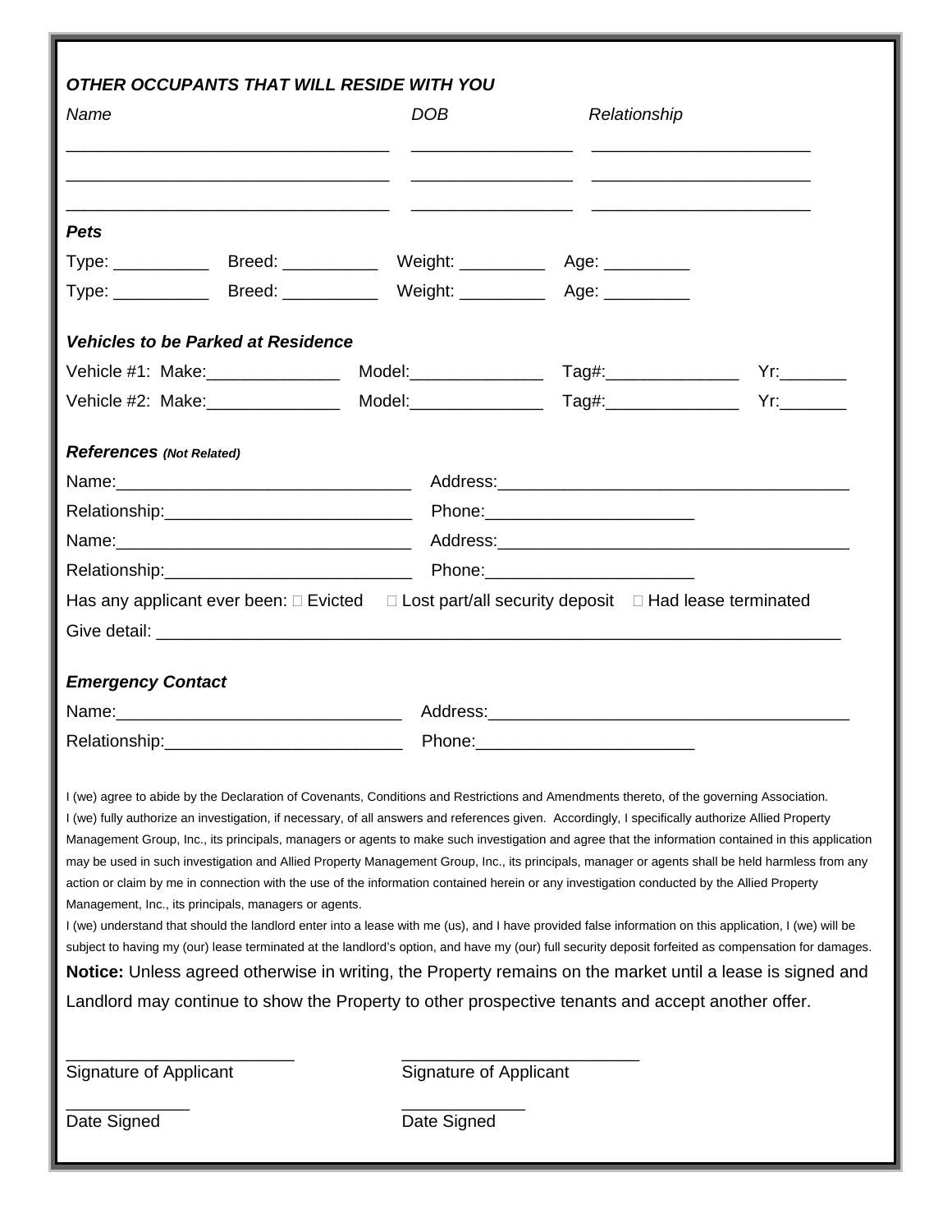### *OTHER OCCUPANTS THAT WILL RESIDE WITH YOU*

| *Name* | *DOB* | *Relationship* |
|---|---|---|
| ______________________________ | _______________ | ____________________ |
| ______________________________ | _______________ | ____________________ |
| ______________________________ | _______________ | ____________________ |

### *Pets*

Type: __________ Breed: __________ Weight: _________ Age: _________

Type: __________ Breed: __________ Weight: _________ Age: _________

### *Vehicles to be Parked at Residence*

Vehicle #1: Make:______________ Model:______________ Tag#:______________ Yr:_______

Vehicle #2: Make:______________ Model:______________ Tag#:______________ Yr:_______

### *References* *(Not Related)*

Name:________________________________ Address:______________________________________

Relationship:___________________________ Phone:______________________

Name:________________________________ Address:______________________________________

Relationship:___________________________ Phone:______________________

Has any applicant ever been: ☐ Evicted ☐ Lost part/all security deposit ☐ Had lease terminated

Give detail: ___________________________________________________________________________

### *Emergency Contact*

Name:______________________________ Address:_______________________________________

Relationship:_________________________ Phone:_______________________

I (we) agree to abide by the Declaration of Covenants, Conditions and Restrictions and Amendments thereto, of the governing Association.

I (we) fully authorize an investigation, if necessary, of all answers and references given. Accordingly, I specifically authorize Allied Property Management Group, Inc., its principals, managers or agents to make such investigation and agree that the information contained in this application may be used in such investigation and Allied Property Management Group, Inc., its principals, manager or agents shall be held harmless from any action or claim by me in connection with the use of the information contained herein or any investigation conducted by the Allied Property Management, Inc., its principals, managers or agents.

I (we) understand that should the landlord enter into a lease with me (us), and I have provided false information on this application, I (we) will be subject to having my (our) lease terminated at the landlord's option, and have my (our) full security deposit forfeited as compensation for damages.

**Notice:** Unless agreed otherwise in writing, the Property remains on the market until a lease is signed and Landlord may continue to show the Property to other prospective tenants and accept another offer.

________________________ ________________________

Signature of Applicant Signature of Applicant

_____________ _____________

Date Signed Date Signed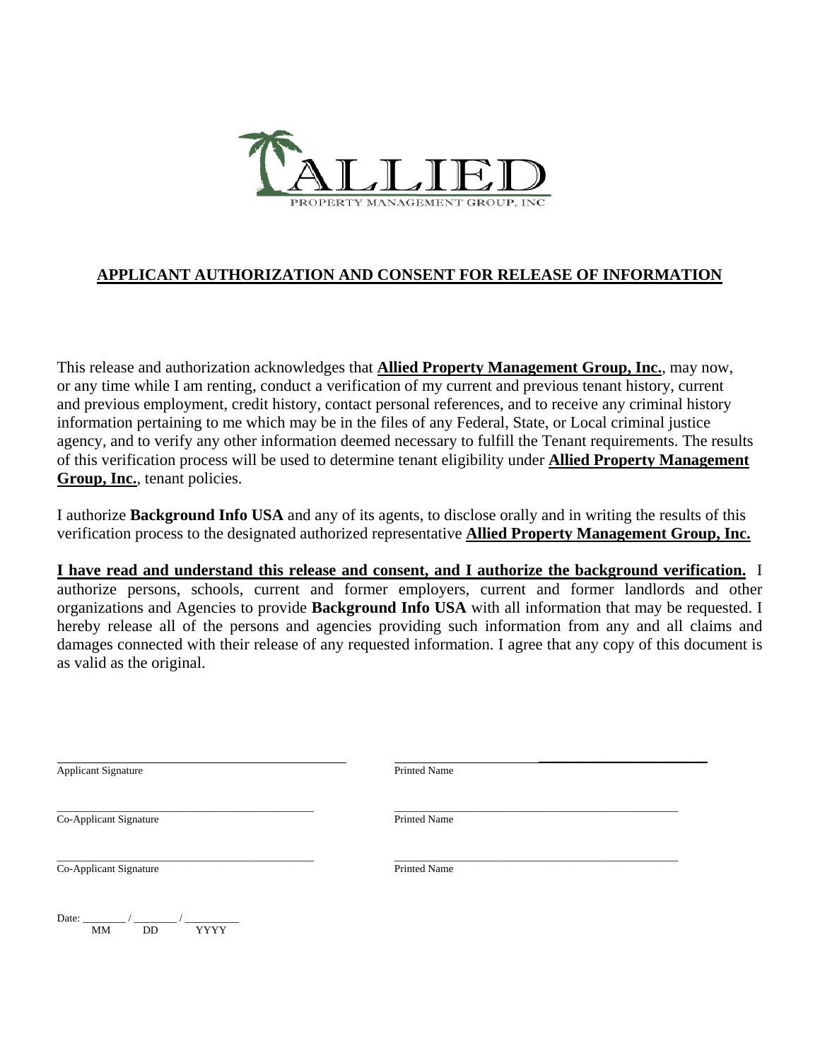ALLIED

PROPERTY MANAGEMENT GROUP, INC

## APPLICANT AUTHORIZATION AND CONSENT FOR RELEASE OF INFORMATION

This release and authorization acknowledges that **Allied Property Management Group, Inc.**, may now, or any time while I am renting, conduct a verification of my current and previous tenant history, current and previous employment, credit history, contact personal references, and to receive any criminal history information pertaining to me which may be in the files of any Federal, State, or Local criminal justice agency, and to verify any other information deemed necessary to fulfill the Tenant requirements. The results of this verification process will be used to determine tenant eligibility under **Allied Property Management Group, Inc.**, tenant policies.

I authorize **Background Info USA** and any of its agents, to disclose orally and in writing the results of this verification process to the designated authorized representative **Allied Property Management Group, Inc.**

**I have read and understand this release and consent, and I authorize the background verification.** I authorize persons, schools, current and former employers, current and former landlords and other organizations and Agencies to provide **Background Info USA** with all information that may be requested. I hereby release all of the persons and agencies providing such information from any and all claims and damages connected with their release of any requested information. I agree that any copy of this document is as valid as the original.

_______________________________ Applicant Signature

_______________________________ Printed Name

_______________________________ Co-Applicant Signature

_______________________________ Printed Name

_______________________________ Co-Applicant Signature

_______________________________ Printed Name

Date: ________ / ________ / __________
MM DD YYYY